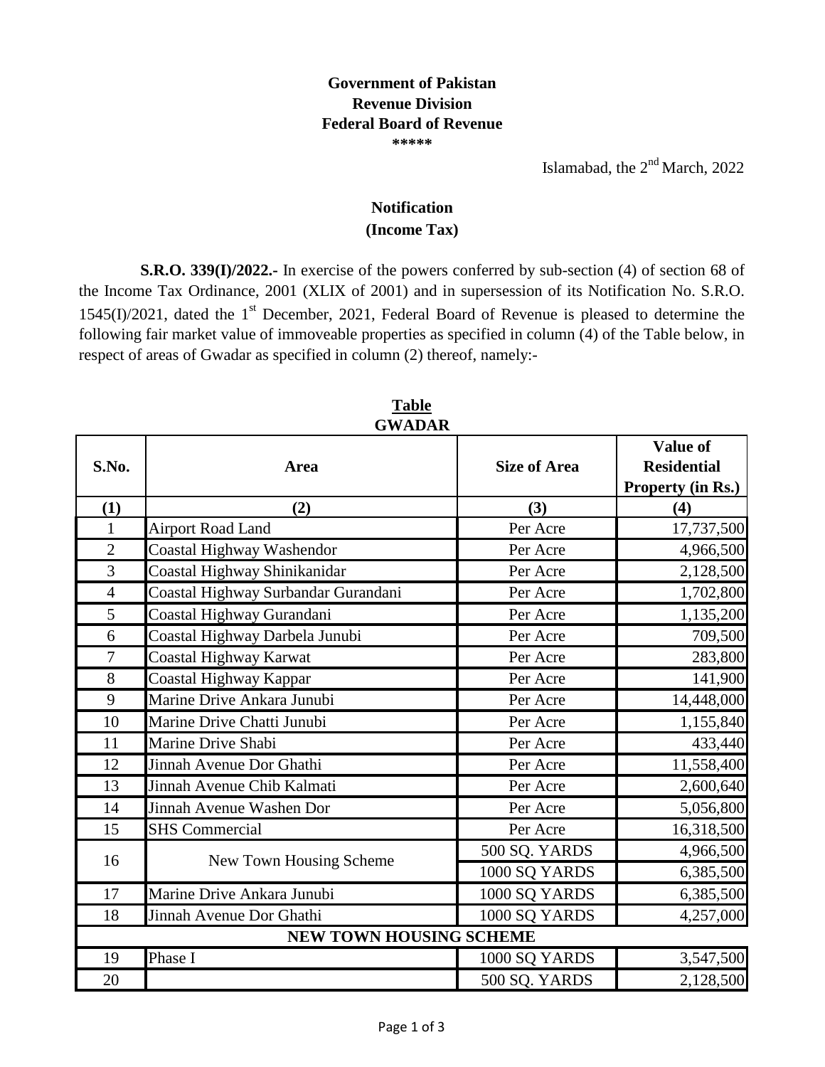**Government of Pakistan**
**Revenue Division**
**Federal Board of Revenue**
**\*\*\*\*\***

Islamabad, the 2nd March, 2022

## Notification
## (Income Tax)

**S.R.O. 339(I)/2022.-** In exercise of the powers conferred by sub-section (4) of section 68 of the Income Tax Ordinance, 2001 (XLIX of 2001) and in supersession of its Notification No. S.R.O. 1545(I)/2021, dated the 1st December, 2021, Federal Board of Revenue is pleased to determine the following fair market value of immoveable properties as specified in column (4) of the Table below, in respect of areas of Gwadar as specified in column (2) thereof, namely:-

**Table**

**GWADAR**

| S.No. | Area | Size of Area | Value of Residential Property (in Rs.) |
|---|---|---|---|
| (1) | (2) | (3) | (4) |
| 1 | Airport Road Land | Per Acre | 17,737,500 |
| 2 | Coastal Highway Washendor | Per Acre | 4,966,500 |
| 3 | Coastal Highway Shinikanidar | Per Acre | 2,128,500 |
| 4 | Coastal Highway Surbandar Gurandani | Per Acre | 1,702,800 |
| 5 | Coastal Highway Gurandani | Per Acre | 1,135,200 |
| 6 | Coastal Highway Darbela Junubi | Per Acre | 709,500 |
| 7 | Coastal Highway Karwat | Per Acre | 283,800 |
| 8 | Coastal Highway Kappar | Per Acre | 141,900 |
| 9 | Marine Drive Ankara Junubi | Per Acre | 14,448,000 |
| 10 | Marine Drive Chatti Junubi | Per Acre | 1,155,840 |
| 11 | Marine Drive Shabi | Per Acre | 433,440 |
| 12 | Jinnah Avenue Dor Ghathi | Per Acre | 11,558,400 |
| 13 | Jinnah Avenue Chib Kalmati | Per Acre | 2,600,640 |
| 14 | Jinnah Avenue Washen Dor | Per Acre | 5,056,800 |
| 15 | SHS Commercial | Per Acre | 16,318,500 |
| 16 | New Town Housing Scheme | 500 SQ. YARDS | 4,966,500 |
| | | 1000 SQ YARDS | 6,385,500 |
| 17 | Marine Drive Ankara Junubi | 1000 SQ YARDS | 6,385,500 |
| 18 | Jinnah Avenue Dor Ghathi | 1000 SQ YARDS | 4,257,000 |
| **NEW TOWN HOUSING SCHEME** | | | |
| 19 | Phase I | 1000 SQ YARDS | 3,547,500 |
| 20 | | 500 SQ. YARDS | 2,128,500 |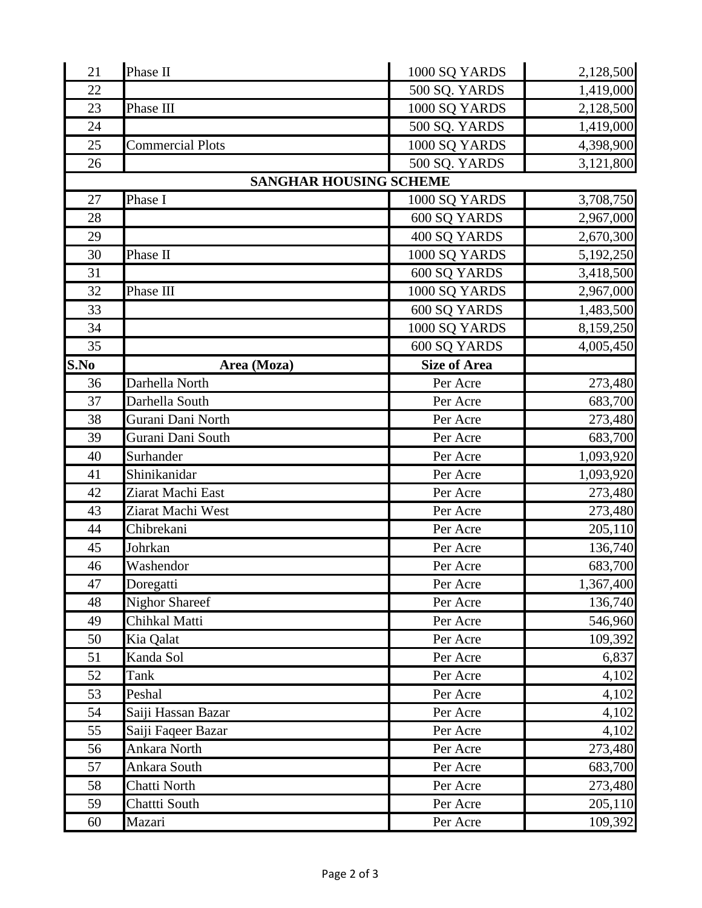| | | | |
|---|---|---|---|
| 21 | Phase II | 1000 SQ YARDS | 2,128,500 |
| 22 | | 500 SQ. YARDS | 1,419,000 |
| 23 | Phase III | 1000 SQ YARDS | 2,128,500 |
| 24 | | 500 SQ. YARDS | 1,419,000 |
| 25 | Commercial Plots | 1000 SQ YARDS | 4,398,900 |
| 26 | | 500 SQ. YARDS | 3,121,800 |
| | **SANGHAR HOUSING SCHEME** | | |
| 27 | Phase I | 1000 SQ YARDS | 3,708,750 |
| 28 | | 600 SQ YARDS | 2,967,000 |
| 29 | | 400 SQ YARDS | 2,670,300 |
| 30 | Phase II | 1000 SQ YARDS | 5,192,250 |
| 31 | | 600 SQ YARDS | 3,418,500 |
| 32 | Phase III | 1000 SQ YARDS | 2,967,000 |
| 33 | | 600 SQ YARDS | 1,483,500 |
| 34 | | 1000 SQ YARDS | 8,159,250 |
| 35 | | 600 SQ YARDS | 4,005,450 |
| **S.No** | **Area (Moza)** | **Size of Area** | |
| 36 | Darhella North | Per Acre | 273,480 |
| 37 | Darhella South | Per Acre | 683,700 |
| 38 | Gurani Dani North | Per Acre | 273,480 |
| 39 | Gurani Dani South | Per Acre | 683,700 |
| 40 | Surhander | Per Acre | 1,093,920 |
| 41 | Shinikanidar | Per Acre | 1,093,920 |
| 42 | Ziarat Machi East | Per Acre | 273,480 |
| 43 | Ziarat Machi West | Per Acre | 273,480 |
| 44 | Chibrekani | Per Acre | 205,110 |
| 45 | Johrkan | Per Acre | 136,740 |
| 46 | Washendor | Per Acre | 683,700 |
| 47 | Doregatti | Per Acre | 1,367,400 |
| 48 | Nighor Shareef | Per Acre | 136,740 |
| 49 | Chihkal Matti | Per Acre | 546,960 |
| 50 | Kia Qalat | Per Acre | 109,392 |
| 51 | Kanda Sol | Per Acre | 6,837 |
| 52 | Tank | Per Acre | 4,102 |
| 53 | Peshal | Per Acre | 4,102 |
| 54 | Saiji Hassan Bazar | Per Acre | 4,102 |
| 55 | Saiji Faqeer Bazar | Per Acre | 4,102 |
| 56 | Ankara North | Per Acre | 273,480 |
| 57 | Ankara South | Per Acre | 683,700 |
| 58 | Chatti North | Per Acre | 273,480 |
| 59 | Chattti South | Per Acre | 205,110 |
| 60 | Mazari | Per Acre | 109,392 |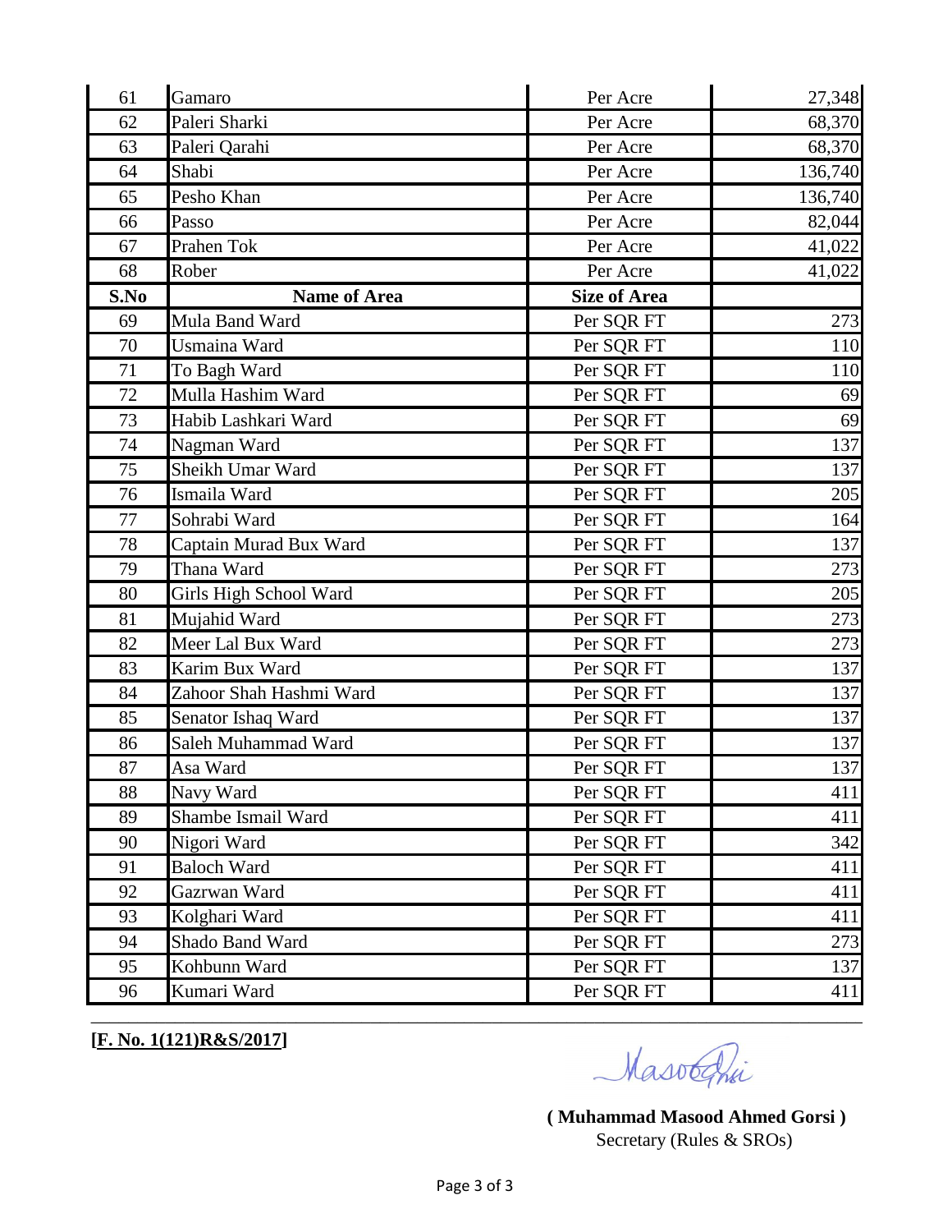| | | | |
|---|---|---|---|
| 61 | Gamaro | Per Acre | 27,348 |
| 62 | Paleri Sharki | Per Acre | 68,370 |
| 63 | Paleri Qarahi | Per Acre | 68,370 |
| 64 | Shabi | Per Acre | 136,740 |
| 65 | Pesho Khan | Per Acre | 136,740 |
| 66 | Passo | Per Acre | 82,044 |
| 67 | Prahen Tok | Per Acre | 41,022 |
| 68 | Rober | Per Acre | 41,022 |
| **S.No** | **Name of Area** | **Size of Area** | |
| 69 | Mula Band Ward | Per SQR FT | 273 |
| 70 | Usmaina Ward | Per SQR FT | 110 |
| 71 | To Bagh Ward | Per SQR FT | 110 |
| 72 | Mulla Hashim Ward | Per SQR FT | 69 |
| 73 | Habib Lashkari Ward | Per SQR FT | 69 |
| 74 | Nagman Ward | Per SQR FT | 137 |
| 75 | Sheikh Umar Ward | Per SQR FT | 137 |
| 76 | Ismaila Ward | Per SQR FT | 205 |
| 77 | Sohrabi Ward | Per SQR FT | 164 |
| 78 | Captain Murad Bux Ward | Per SQR FT | 137 |
| 79 | Thana Ward | Per SQR FT | 273 |
| 80 | Girls High School Ward | Per SQR FT | 205 |
| 81 | Mujahid Ward | Per SQR FT | 273 |
| 82 | Meer Lal Bux Ward | Per SQR FT | 273 |
| 83 | Karim Bux Ward | Per SQR FT | 137 |
| 84 | Zahoor Shah Hashmi Ward | Per SQR FT | 137 |
| 85 | Senator Ishaq Ward | Per SQR FT | 137 |
| 86 | Saleh Muhammad Ward | Per SQR FT | 137 |
| 87 | Asa Ward | Per SQR FT | 137 |
| 88 | Navy Ward | Per SQR FT | 411 |
| 89 | Shambe Ismail Ward | Per SQR FT | 411 |
| 90 | Nigori Ward | Per SQR FT | 342 |
| 91 | Baloch Ward | Per SQR FT | 411 |
| 92 | Gazrwan Ward | Per SQR FT | 411 |
| 93 | Kolghari Ward | Per SQR FT | 411 |
| 94 | Shado Band Ward | Per SQR FT | 273 |
| 95 | Kohbunn Ward | Per SQR FT | 137 |
| 96 | Kumari Ward | Per SQR FT | 411 |

**[F. No. 1(121)R&S/2017]**

**( Muhammad Masood Ahmed Gorsi )**
Secretary (Rules & SROs)